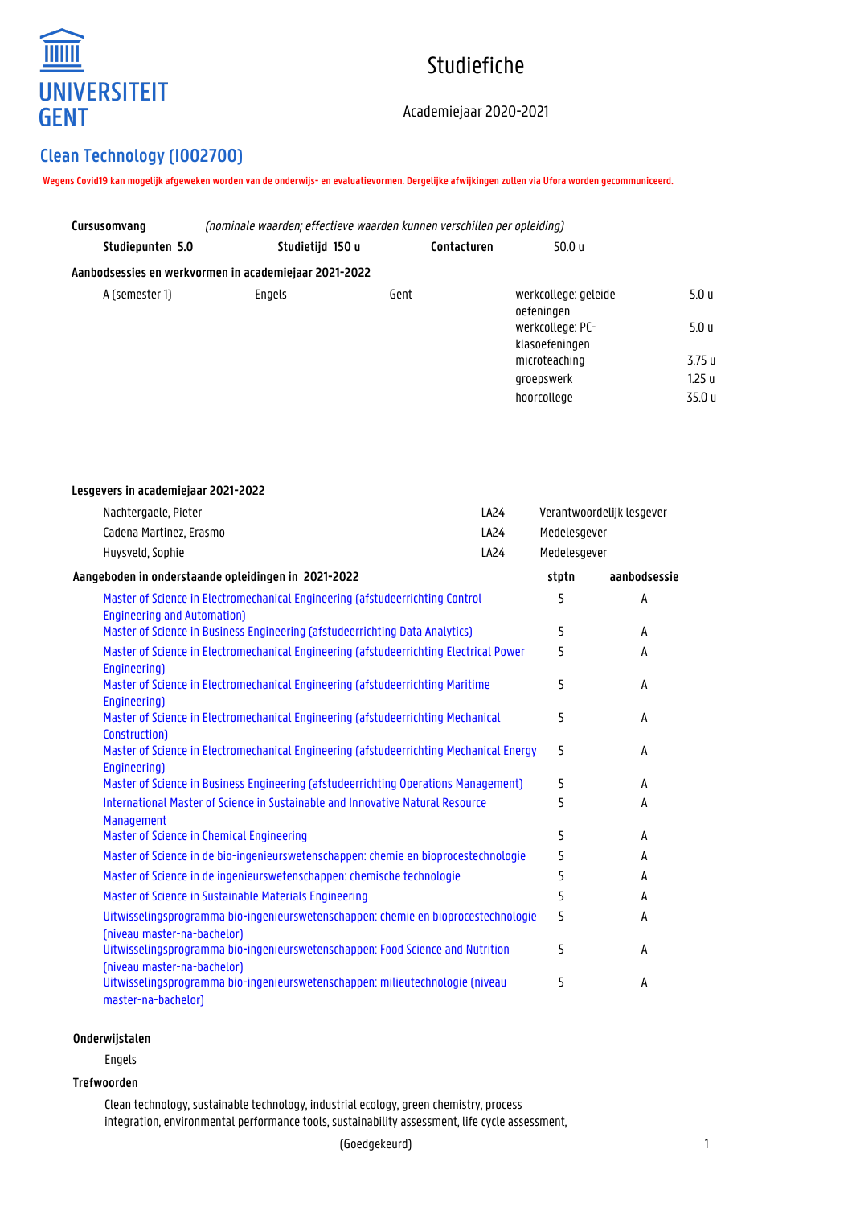UNIVERSITEIT GENT

# Studiefiche

Academiejaar 2020-2021

## Clean Technology (I002700)

**Wegens Covid19 kan mogelijk afgeweken worden van de onderwijs- en evaluatievormen. Dergelijke afwijkingen zullen via Ufora worden gecommuniceerd.**

**Cursusomvang** *(nominale waarden; effectieve waarden kunnen verschillen per opleiding)*

**Studiepunten 5.0** **Studietijd 150 u** **Contacturen** 50.0 u

**Aanbodsessies en werkvormen in academiejaar 2021-2022**

| | | | | |
|---|---|---|---|---|
| A (semester 1) | Engels | Gent | werkcollege: geleide oefeningen | 5.0 u |
| | | | werkcollege: PC-klasoefeningen | 5.0 u |
| | | | microteaching | 3.75 u |
| | | | groepswerk | 1.25 u |
| | | | hoorcollege | 35.0 u |

**Lesgevers in academiejaar 2021-2022**

| | | |
|---|---|---|
| Nachtergaele, Pieter | LA24 | Verantwoordelijk lesgever |
| Cadena Martinez, Erasmo | LA24 | Medelesgever |
| Huysveld, Sophie | LA24 | Medelesgever |

| **Aangeboden in onderstaande opleidingen in 2021-2022** | **stptn** | **aanbodsessie** |
|---|---|---|
| Master of Science in Electromechanical Engineering (afstudeerrichting Control Engineering and Automation) | 5 | A |
| Master of Science in Business Engineering (afstudeerrichting Data Analytics) | 5 | A |
| Master of Science in Electromechanical Engineering (afstudeerrichting Electrical Power Engineering) | 5 | A |
| Master of Science in Electromechanical Engineering (afstudeerrichting Maritime Engineering) | 5 | A |
| Master of Science in Electromechanical Engineering (afstudeerrichting Mechanical Construction) | 5 | A |
| Master of Science in Electromechanical Engineering (afstudeerrichting Mechanical Energy Engineering) | 5 | A |
| Master of Science in Business Engineering (afstudeerrichting Operations Management) | 5 | A |
| International Master of Science in Sustainable and Innovative Natural Resource Management | 5 | A |
| Master of Science in Chemical Engineering | 5 | A |
| Master of Science in de bio-ingenieurswetenschappen: chemie en bioprocestechnologie | 5 | A |
| Master of Science in de ingenieurswetenschappen: chemische technologie | 5 | A |
| Master of Science in Sustainable Materials Engineering | 5 | A |
| Uitwisselingsprogramma bio-ingenieurswetenschappen: chemie en bioprocestechnologie (niveau master-na-bachelor) | 5 | A |
| Uitwisselingsprogramma bio-ingenieurswetenschappen: Food Science and Nutrition (niveau master-na-bachelor) | 5 | A |
| Uitwisselingsprogramma bio-ingenieurswetenschappen: milieutechnologie (niveau master-na-bachelor) | 5 | A |

**Onderwijstalen**

Engels

**Trefwoorden**

Clean technology, sustainable technology, industrial ecology, green chemistry, process integration, environmental performance tools, sustainability assessment, life cycle assessment,

(Goedgekeurd)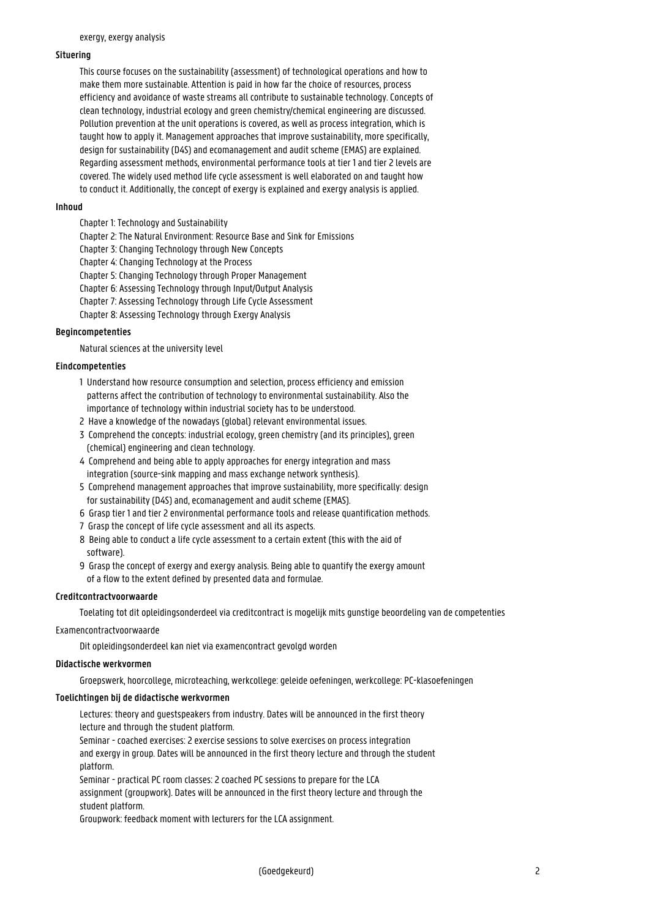exergy, exergy analysis

### Situering

This course focuses on the sustainability (assessment) of technological operations and how to make them more sustainable. Attention is paid in how far the choice of resources, process efficiency and avoidance of waste streams all contribute to sustainable technology. Concepts of clean technology, industrial ecology and green chemistry/chemical engineering are discussed. Pollution prevention at the unit operations is covered, as well as process integration, which is taught how to apply it. Management approaches that improve sustainability, more specifically, design for sustainability (D4S) and ecomanagement and audit scheme (EMAS) are explained. Regarding assessment methods, environmental performance tools at tier 1 and tier 2 levels are covered. The widely used method life cycle assessment is well elaborated on and taught how to conduct it. Additionally, the concept of exergy is explained and exergy analysis is applied.

### Inhoud

Chapter 1: Technology and Sustainability
Chapter 2: The Natural Environment: Resource Base and Sink for Emissions
Chapter 3: Changing Technology through New Concepts
Chapter 4: Changing Technology at the Process
Chapter 5: Changing Technology through Proper Management
Chapter 6: Assessing Technology through Input/Output Analysis
Chapter 7: Assessing Technology through Life Cycle Assessment
Chapter 8: Assessing Technology through Exergy Analysis

### Begincompetenties

Natural sciences at the university level

### Eindcompetenties

1 Understand how resource consumption and selection, process efficiency and emission patterns affect the contribution of technology to environmental sustainability. Also the importance of technology within industrial society has to be understood.
2 Have a knowledge of the nowadays (global) relevant environmental issues.
3 Comprehend the concepts: industrial ecology, green chemistry (and its principles), green (chemical) engineering and clean technology.
4 Comprehend and being able to apply approaches for energy integration and mass integration (source-sink mapping and mass exchange network synthesis).
5 Comprehend management approaches that improve sustainability, more specifically: design for sustainability (D4S) and, ecomanagement and audit scheme (EMAS).
6 Grasp tier 1 and tier 2 environmental performance tools and release quantification methods.
7 Grasp the concept of life cycle assessment and all its aspects.
8 Being able to conduct a life cycle assessment to a certain extent (this with the aid of software).
9 Grasp the concept of exergy and exergy analysis. Being able to quantify the exergy amount of a flow to the extent defined by presented data and formulae.

### Creditcontractvoorwaarde

Toelating tot dit opleidingsonderdeel via creditcontract is mogelijk mits gunstige beoordeling van de competenties

Examencontractvoorwaarde

Dit opleidingsonderdeel kan niet via examencontract gevolgd worden

### Didactische werkvormen

Groepswerk, hoorcollege, microteaching, werkcollege: geleide oefeningen, werkcollege: PC-klasoefeningen

### Toelichtingen bij de didactische werkvormen

Lectures: theory and guestspeakers from industry. Dates will be announced in the first theory lecture and through the student platform.
Seminar - coached exercises: 2 exercise sessions to solve exercises on process integration and exergy in group. Dates will be announced in the first theory lecture and through the student platform.
Seminar - practical PC room classes: 2 coached PC sessions to prepare for the LCA assignment (groupwork). Dates will be announced in the first theory lecture and through the student platform.
Groupwork: feedback moment with lecturers for the LCA assignment.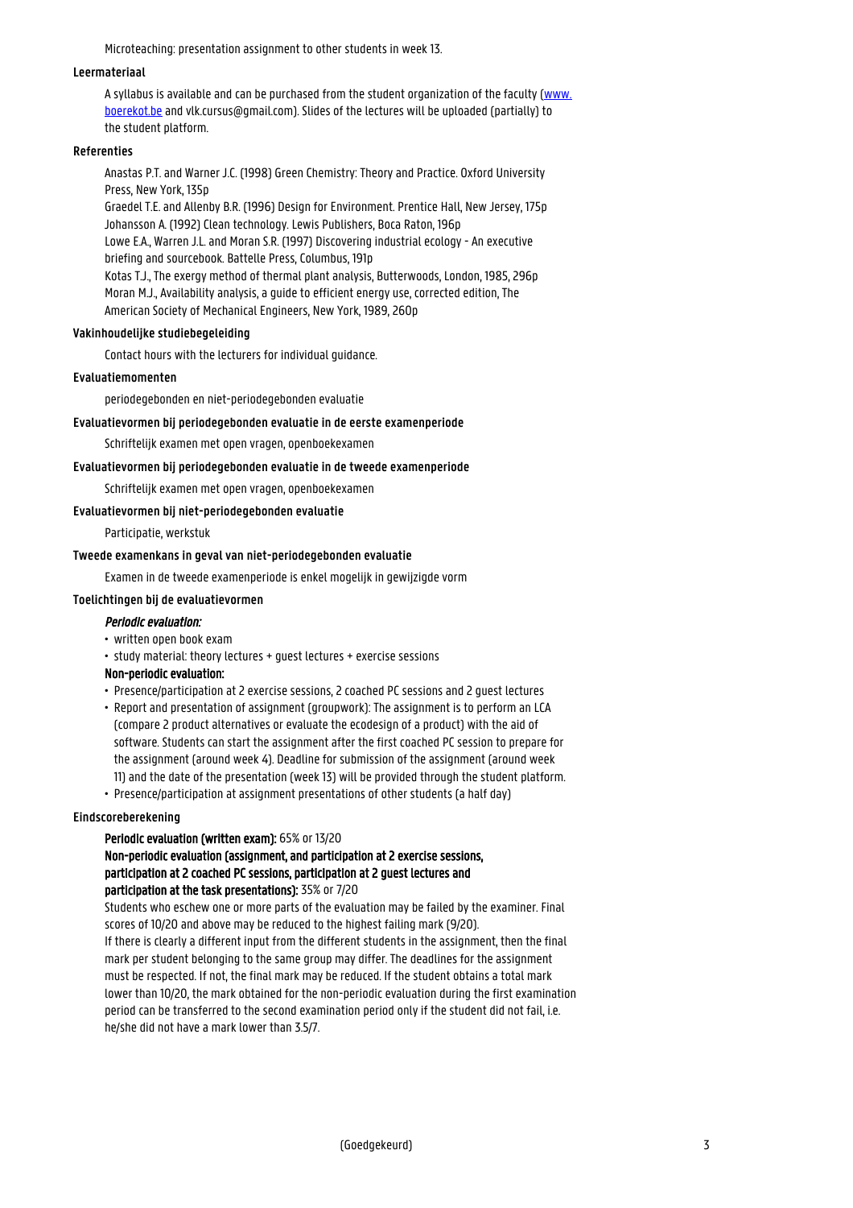Microteaching: presentation assignment to other students in week 13.

### Leermateriaal

A syllabus is available and can be purchased from the student organization of the faculty (www.boerekot.be and vlk.cursus@gmail.com). Slides of the lectures will be uploaded (partially) to the student platform.

### Referenties

Anastas P.T. and Warner J.C. (1998) Green Chemistry: Theory and Practice. Oxford University Press, New York, 135p
Graedel T.E. and Allenby B.R. (1996) Design for Environment. Prentice Hall, New Jersey, 175p
Johansson A. (1992) Clean technology. Lewis Publishers, Boca Raton, 196p
Lowe E.A., Warren J.L. and Moran S.R. (1997) Discovering industrial ecology - An executive briefing and sourcebook. Battelle Press, Columbus, 191p
Kotas T.J., The exergy method of thermal plant analysis, Butterwoods, London, 1985, 296p
Moran M.J., Availability analysis, a guide to efficient energy use, corrected edition, The American Society of Mechanical Engineers, New York, 1989, 260p

### Vakinhoudelijke studiebegeleiding

Contact hours with the lecturers for individual guidance.

### Evaluatiemomenten

periodegebonden en niet-periodegebonden evaluatie

### Evaluatievormen bij periodegebonden evaluatie in de eerste examenperiode

Schriftelijk examen met open vragen, openboekexamen

### Evaluatievormen bij periodegebonden evaluatie in de tweede examenperiode

Schriftelijk examen met open vragen, openboekexamen

### Evaluatievormen bij niet-periodegebonden evaluatie

Participatie, werkstuk

### Tweede examenkans in geval van niet-periodegebonden evaluatie

Examen in de tweede examenperiode is enkel mogelijk in gewijzigde vorm

### Toelichtingen bij de evaluatievormen

***Periodic evaluation:***

- written open book exam
- study material: theory lectures + guest lectures + exercise sessions

**Non-periodic evaluation:**

- Presence/participation at 2 exercise sessions, 2 coached PC sessions and 2 guest lectures
- Report and presentation of assignment (groupwork): The assignment is to perform an LCA (compare 2 product alternatives or evaluate the ecodesign of a product) with the aid of software. Students can start the assignment after the first coached PC session to prepare for the assignment (around week 4). Deadline for submission of the assignment (around week 11) and the date of the presentation (week 13) will be provided through the student platform.
- Presence/participation at assignment presentations of other students (a half day)

### Eindscoreberekening

**Periodic evaluation (written exam):** 65% or 13/20
**Non-periodic evaluation (assignment, and participation at 2 exercise sessions, participation at 2 coached PC sessions, participation at 2 guest lectures and participation at the task presentations):** 35% or 7/20
Students who eschew one or more parts of the evaluation may be failed by the examiner. Final scores of 10/20 and above may be reduced to the highest failing mark (9/20).
If there is clearly a different input from the different students in the assignment, then the final mark per student belonging to the same group may differ. The deadlines for the assignment must be respected. If not, the final mark may be reduced. If the student obtains a total mark lower than 10/20, the mark obtained for the non-periodic evaluation during the first examination period can be transferred to the second examination period only if the student did not fail, i.e. he/she did not have a mark lower than 3.5/7.